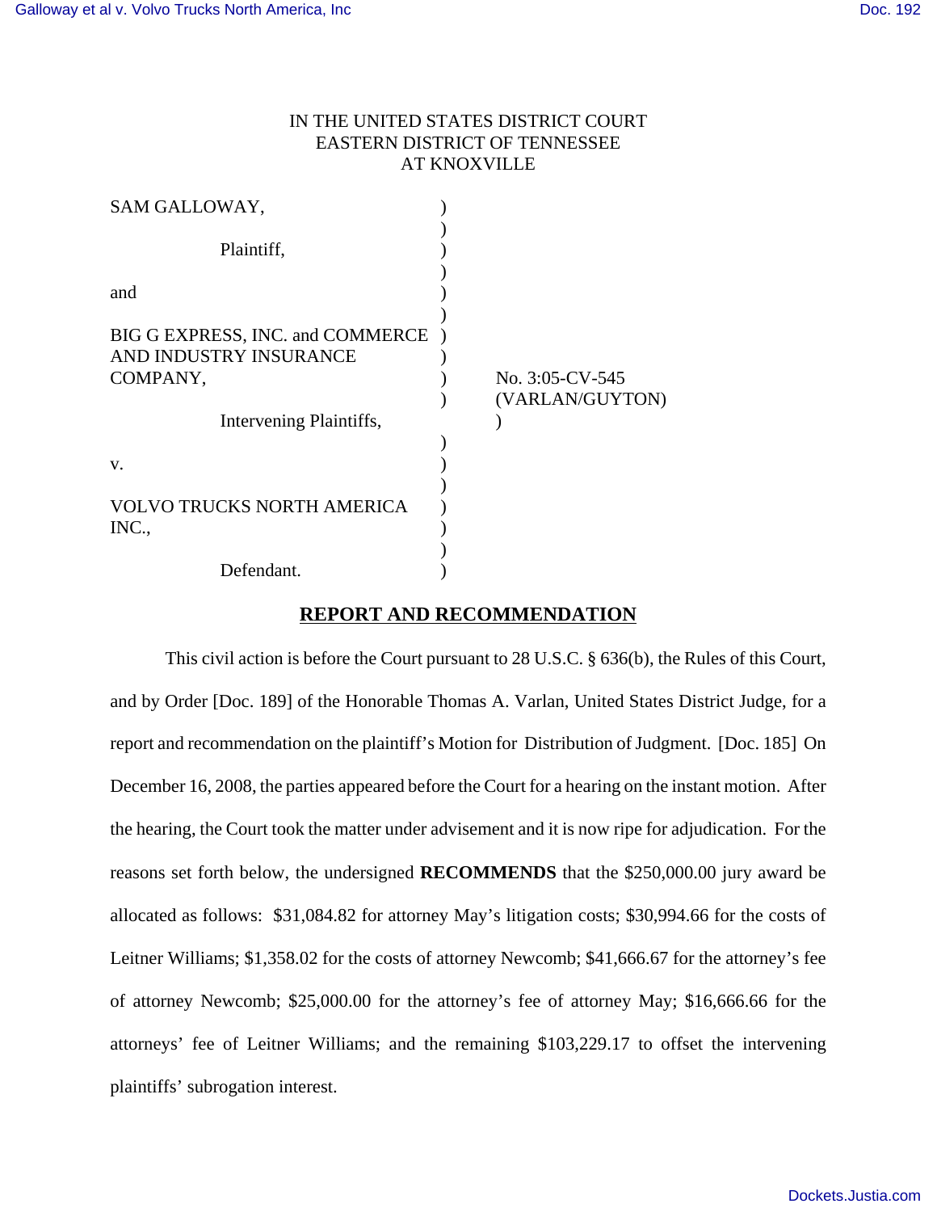IN THE UNITED STATES DISTRICT COURT
EASTERN DISTRICT OF TENNESSEE
AT KNOXVILLE

SAM GALLOWAY,

Plaintiff,

and

BIG G EXPRESS, INC. and COMMERCE AND INDUSTRY INSURANCE COMPANY,

Intervening Plaintiffs,

v.

VOLVO TRUCKS NORTH AMERICA INC.,

Defendant.

No. 3:05-CV-545
(VARLAN/GUYTON)

## REPORT AND RECOMMENDATION

This civil action is before the Court pursuant to 28 U.S.C. § 636(b), the Rules of this Court, and by Order [Doc. 189] of the Honorable Thomas A. Varlan, United States District Judge, for a report and recommendation on the plaintiff's Motion for Distribution of Judgment. [Doc. 185] On December 16, 2008, the parties appeared before the Court for a hearing on the instant motion. After the hearing, the Court took the matter under advisement and it is now ripe for adjudication. For the reasons set forth below, the undersigned **RECOMMENDS** that the $250,000.00 jury award be allocated as follows: $31,084.82 for attorney May's litigation costs; $30,994.66 for the costs of Leitner Williams; $1,358.02 for the costs of attorney Newcomb; $41,666.67 for the attorney's fee of attorney Newcomb; $25,000.00 for the attorney's fee of attorney May; $16,666.66 for the attorneys' fee of Leitner Williams; and the remaining $103,229.17 to offset the intervening plaintiffs' subrogation interest.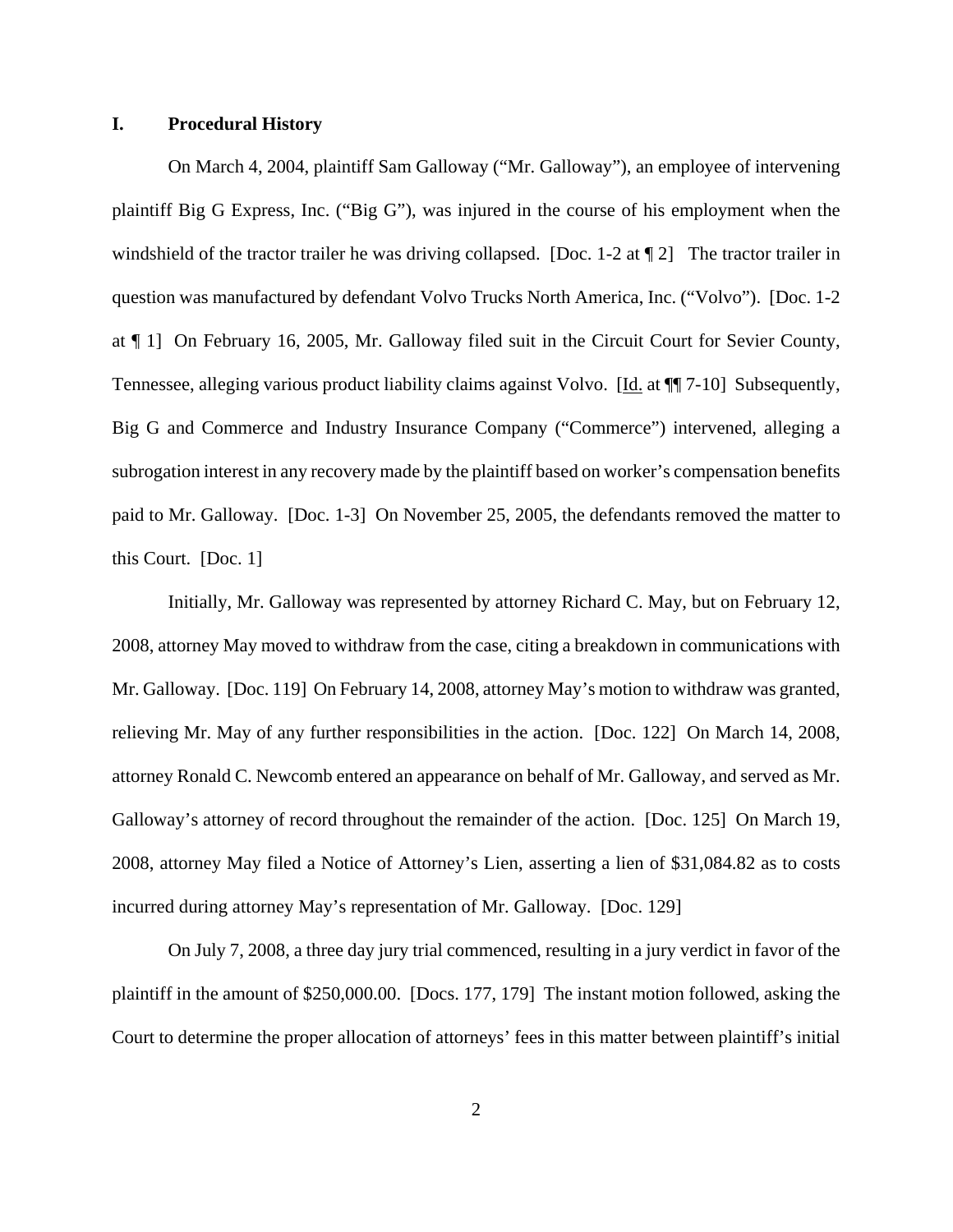## I. Procedural History

On March 4, 2004, plaintiff Sam Galloway ("Mr. Galloway"), an employee of intervening plaintiff Big G Express, Inc. ("Big G"), was injured in the course of his employment when the windshield of the tractor trailer he was driving collapsed. [Doc. 1-2 at ¶ 2] The tractor trailer in question was manufactured by defendant Volvo Trucks North America, Inc. ("Volvo"). [Doc. 1-2 at ¶ 1] On February 16, 2005, Mr. Galloway filed suit in the Circuit Court for Sevier County, Tennessee, alleging various product liability claims against Volvo. [Id. at ¶¶ 7-10] Subsequently, Big G and Commerce and Industry Insurance Company ("Commerce") intervened, alleging a subrogation interest in any recovery made by the plaintiff based on worker's compensation benefits paid to Mr. Galloway. [Doc. 1-3] On November 25, 2005, the defendants removed the matter to this Court. [Doc. 1]

Initially, Mr. Galloway was represented by attorney Richard C. May, but on February 12, 2008, attorney May moved to withdraw from the case, citing a breakdown in communications with Mr. Galloway. [Doc. 119] On February 14, 2008, attorney May's motion to withdraw was granted, relieving Mr. May of any further responsibilities in the action. [Doc. 122] On March 14, 2008, attorney Ronald C. Newcomb entered an appearance on behalf of Mr. Galloway, and served as Mr. Galloway's attorney of record throughout the remainder of the action. [Doc. 125] On March 19, 2008, attorney May filed a Notice of Attorney's Lien, asserting a lien of $31,084.82 as to costs incurred during attorney May's representation of Mr. Galloway. [Doc. 129]

On July 7, 2008, a three day jury trial commenced, resulting in a jury verdict in favor of the plaintiff in the amount of $250,000.00. [Docs. 177, 179] The instant motion followed, asking the Court to determine the proper allocation of attorneys' fees in this matter between plaintiff's initial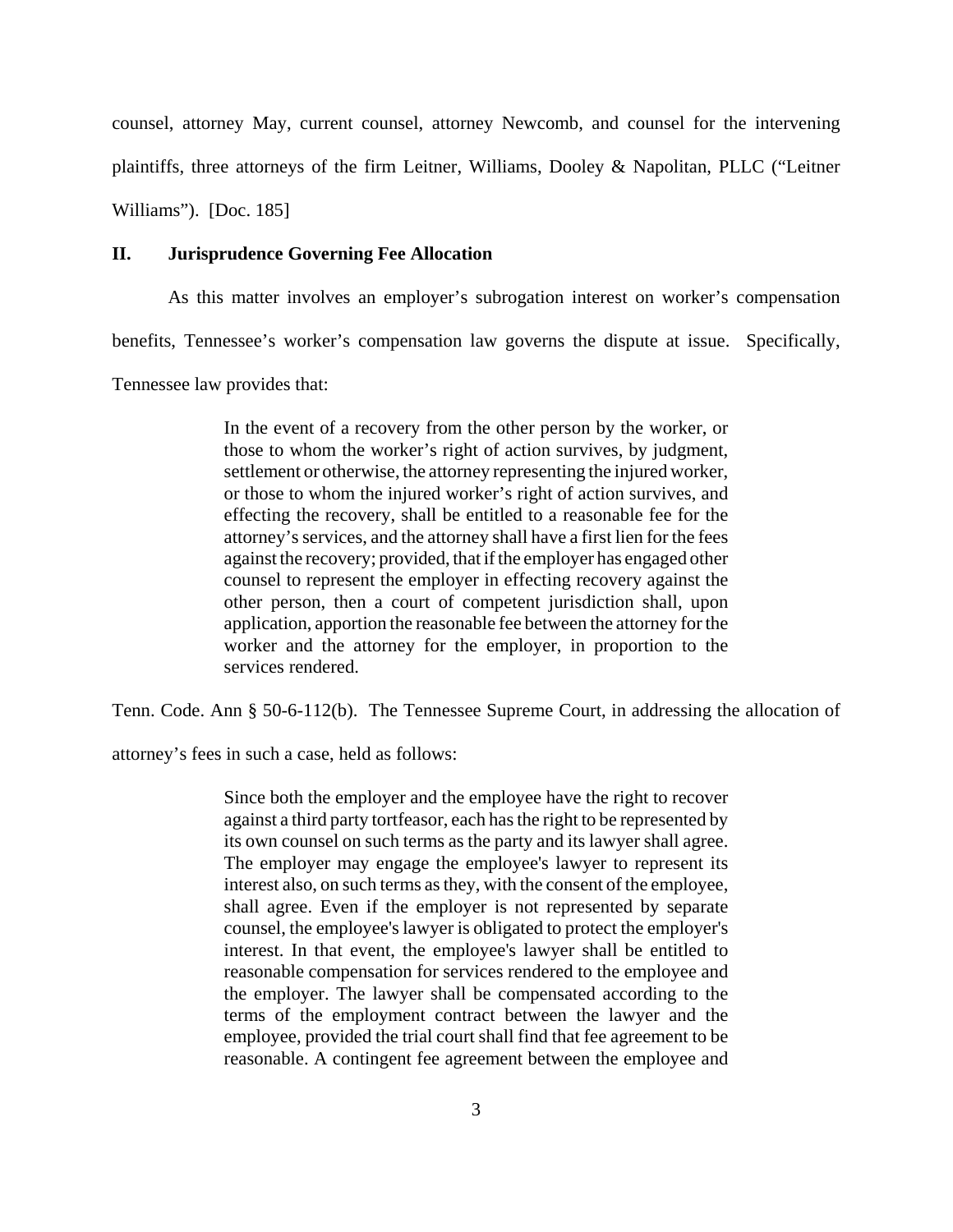counsel, attorney May, current counsel, attorney Newcomb, and counsel for the intervening plaintiffs, three attorneys of the firm Leitner, Williams, Dooley & Napolitan, PLLC ("Leitner Williams"). [Doc. 185]

## II. Jurisprudence Governing Fee Allocation

As this matter involves an employer's subrogation interest on worker's compensation benefits, Tennessee's worker's compensation law governs the dispute at issue. Specifically, Tennessee law provides that:

> In the event of a recovery from the other person by the worker, or those to whom the worker's right of action survives, by judgment, settlement or otherwise, the attorney representing the injured worker, or those to whom the injured worker's right of action survives, and effecting the recovery, shall be entitled to a reasonable fee for the attorney's services, and the attorney shall have a first lien for the fees against the recovery; provided, that if the employer has engaged other counsel to represent the employer in effecting recovery against the other person, then a court of competent jurisdiction shall, upon application, apportion the reasonable fee between the attorney for the worker and the attorney for the employer, in proportion to the services rendered.

Tenn. Code. Ann § 50-6-112(b). The Tennessee Supreme Court, in addressing the allocation of attorney's fees in such a case, held as follows:

> Since both the employer and the employee have the right to recover against a third party tortfeasor, each has the right to be represented by its own counsel on such terms as the party and its lawyer shall agree. The employer may engage the employee's lawyer to represent its interest also, on such terms as they, with the consent of the employee, shall agree. Even if the employer is not represented by separate counsel, the employee's lawyer is obligated to protect the employer's interest. In that event, the employee's lawyer shall be entitled to reasonable compensation for services rendered to the employee and the employer. The lawyer shall be compensated according to the terms of the employment contract between the lawyer and the employee, provided the trial court shall find that fee agreement to be reasonable. A contingent fee agreement between the employee and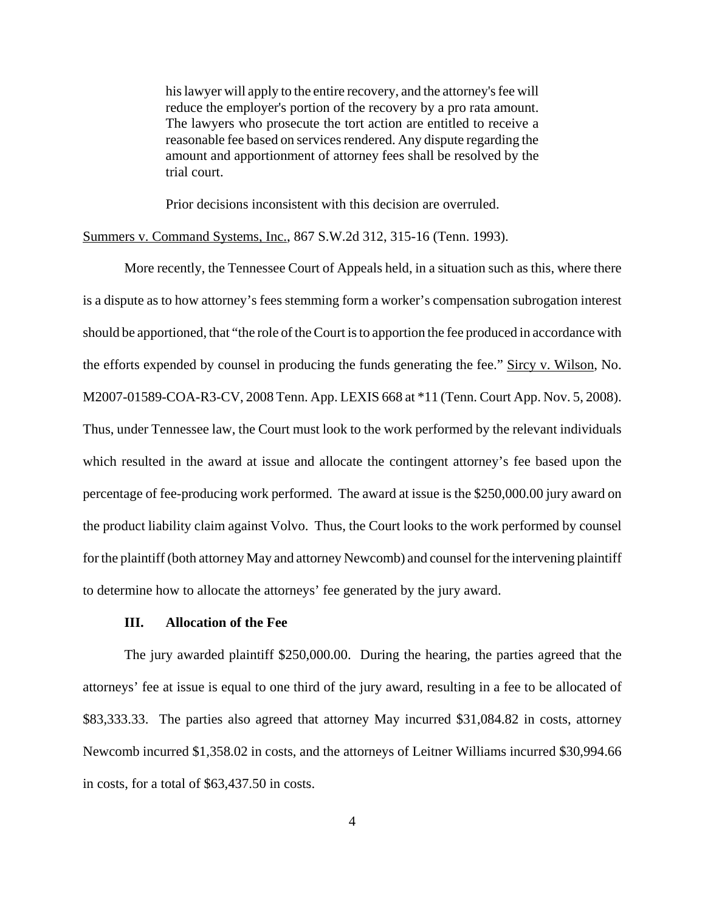> his lawyer will apply to the entire recovery, and the attorney's fee will reduce the employer's portion of the recovery by a pro rata amount. The lawyers who prosecute the tort action are entitled to receive a reasonable fee based on services rendered. Any dispute regarding the amount and apportionment of attorney fees shall be resolved by the trial court.
>
> Prior decisions inconsistent with this decision are overruled.

Summers v. Command Systems, Inc., 867 S.W.2d 312, 315-16 (Tenn. 1993).

More recently, the Tennessee Court of Appeals held, in a situation such as this, where there is a dispute as to how attorney's fees stemming form a worker's compensation subrogation interest should be apportioned, that "the role of the Court is to apportion the fee produced in accordance with the efforts expended by counsel in producing the funds generating the fee." Sircy v. Wilson, No. M2007-01589-COA-R3-CV, 2008 Tenn. App. LEXIS 668 at *11 (Tenn. Court App. Nov. 5, 2008). Thus, under Tennessee law, the Court must look to the work performed by the relevant individuals which resulted in the award at issue and allocate the contingent attorney's fee based upon the percentage of fee-producing work performed. The award at issue is the $250,000.00 jury award on the product liability claim against Volvo. Thus, the Court looks to the work performed by counsel for the plaintiff (both attorney May and attorney Newcomb) and counsel for the intervening plaintiff to determine how to allocate the attorneys' fee generated by the jury award.

### III. Allocation of the Fee

The jury awarded plaintiff $250,000.00. During the hearing, the parties agreed that the attorneys' fee at issue is equal to one third of the jury award, resulting in a fee to be allocated of $83,333.33. The parties also agreed that attorney May incurred $31,084.82 in costs, attorney Newcomb incurred $1,358.02 in costs, and the attorneys of Leitner Williams incurred $30,994.66 in costs, for a total of $63,437.50 in costs.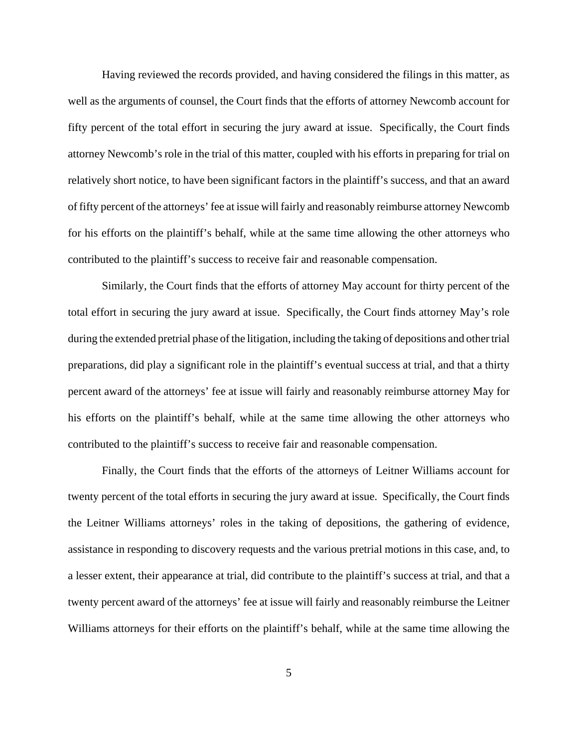Having reviewed the records provided, and having considered the filings in this matter, as well as the arguments of counsel, the Court finds that the efforts of attorney Newcomb account for fifty percent of the total effort in securing the jury award at issue. Specifically, the Court finds attorney Newcomb's role in the trial of this matter, coupled with his efforts in preparing for trial on relatively short notice, to have been significant factors in the plaintiff's success, and that an award of fifty percent of the attorneys' fee at issue will fairly and reasonably reimburse attorney Newcomb for his efforts on the plaintiff's behalf, while at the same time allowing the other attorneys who contributed to the plaintiff's success to receive fair and reasonable compensation.

Similarly, the Court finds that the efforts of attorney May account for thirty percent of the total effort in securing the jury award at issue. Specifically, the Court finds attorney May's role during the extended pretrial phase of the litigation, including the taking of depositions and other trial preparations, did play a significant role in the plaintiff's eventual success at trial, and that a thirty percent award of the attorneys' fee at issue will fairly and reasonably reimburse attorney May for his efforts on the plaintiff's behalf, while at the same time allowing the other attorneys who contributed to the plaintiff's success to receive fair and reasonable compensation.

Finally, the Court finds that the efforts of the attorneys of Leitner Williams account for twenty percent of the total efforts in securing the jury award at issue. Specifically, the Court finds the Leitner Williams attorneys' roles in the taking of depositions, the gathering of evidence, assistance in responding to discovery requests and the various pretrial motions in this case, and, to a lesser extent, their appearance at trial, did contribute to the plaintiff's success at trial, and that a twenty percent award of the attorneys' fee at issue will fairly and reasonably reimburse the Leitner Williams attorneys for their efforts on the plaintiff's behalf, while at the same time allowing the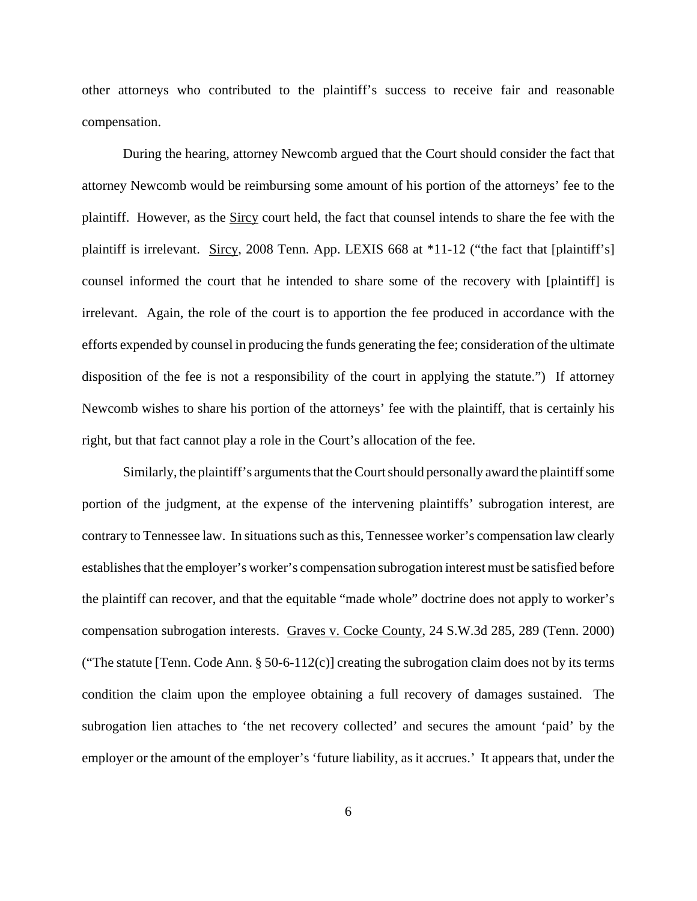other attorneys who contributed to the plaintiff's success to receive fair and reasonable compensation.

During the hearing, attorney Newcomb argued that the Court should consider the fact that attorney Newcomb would be reimbursing some amount of his portion of the attorneys' fee to the plaintiff. However, as the Sircy court held, the fact that counsel intends to share the fee with the plaintiff is irrelevant. Sircy, 2008 Tenn. App. LEXIS 668 at *11-12 ("the fact that [plaintiff's] counsel informed the court that he intended to share some of the recovery with [plaintiff] is irrelevant. Again, the role of the court is to apportion the fee produced in accordance with the efforts expended by counsel in producing the funds generating the fee; consideration of the ultimate disposition of the fee is not a responsibility of the court in applying the statute.") If attorney Newcomb wishes to share his portion of the attorneys' fee with the plaintiff, that is certainly his right, but that fact cannot play a role in the Court's allocation of the fee.

Similarly, the plaintiff's arguments that the Court should personally award the plaintiff some portion of the judgment, at the expense of the intervening plaintiffs' subrogation interest, are contrary to Tennessee law. In situations such as this, Tennessee worker's compensation law clearly establishes that the employer's worker's compensation subrogation interest must be satisfied before the plaintiff can recover, and that the equitable "made whole" doctrine does not apply to worker's compensation subrogation interests. Graves v. Cocke County, 24 S.W.3d 285, 289 (Tenn. 2000) ("The statute [Tenn. Code Ann. § 50-6-112(c)] creating the subrogation claim does not by its terms condition the claim upon the employee obtaining a full recovery of damages sustained. The subrogation lien attaches to 'the net recovery collected' and secures the amount 'paid' by the employer or the amount of the employer's 'future liability, as it accrues.' It appears that, under the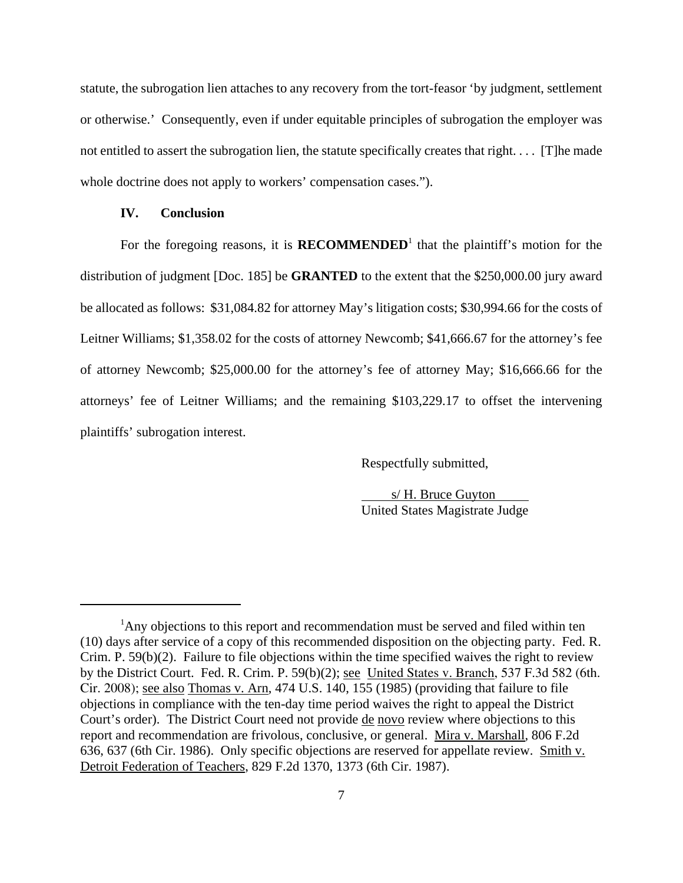statute, the subrogation lien attaches to any recovery from the tort-feasor 'by judgment, settlement or otherwise.' Consequently, even if under equitable principles of subrogation the employer was not entitled to assert the subrogation lien, the statute specifically creates that right. . . . [T]he made whole doctrine does not apply to workers' compensation cases.").

## IV. Conclusion

For the foregoing reasons, it is **RECOMMENDED**[1] that the plaintiff's motion for the distribution of judgment [Doc. 185] be **GRANTED** to the extent that the $250,000.00 jury award be allocated as follows: $31,084.82 for attorney May's litigation costs; $30,994.66 for the costs of Leitner Williams; $1,358.02 for the costs of attorney Newcomb; $41,666.67 for the attorney's fee of attorney Newcomb; $25,000.00 for the attorney's fee of attorney May; $16,666.66 for the attorneys' fee of Leitner Williams; and the remaining $103,229.17 to offset the intervening plaintiffs' subrogation interest.

Respectfully submitted,

s/ H. Bruce Guyton
United States Magistrate Judge

---

[1]Any objections to this report and recommendation must be served and filed within ten (10) days after service of a copy of this recommended disposition on the objecting party. Fed. R. Crim. P. 59(b)(2). Failure to file objections within the time specified waives the right to review by the District Court. Fed. R. Crim. P. 59(b)(2); see United States v. Branch, 537 F.3d 582 (6th. Cir. 2008); see also Thomas v. Arn, 474 U.S. 140, 155 (1985) (providing that failure to file objections in compliance with the ten-day time period waives the right to appeal the District Court's order). The District Court need not provide de novo review where objections to this report and recommendation are frivolous, conclusive, or general. Mira v. Marshall, 806 F.2d 636, 637 (6th Cir. 1986). Only specific objections are reserved for appellate review. Smith v. Detroit Federation of Teachers, 829 F.2d 1370, 1373 (6th Cir. 1987).